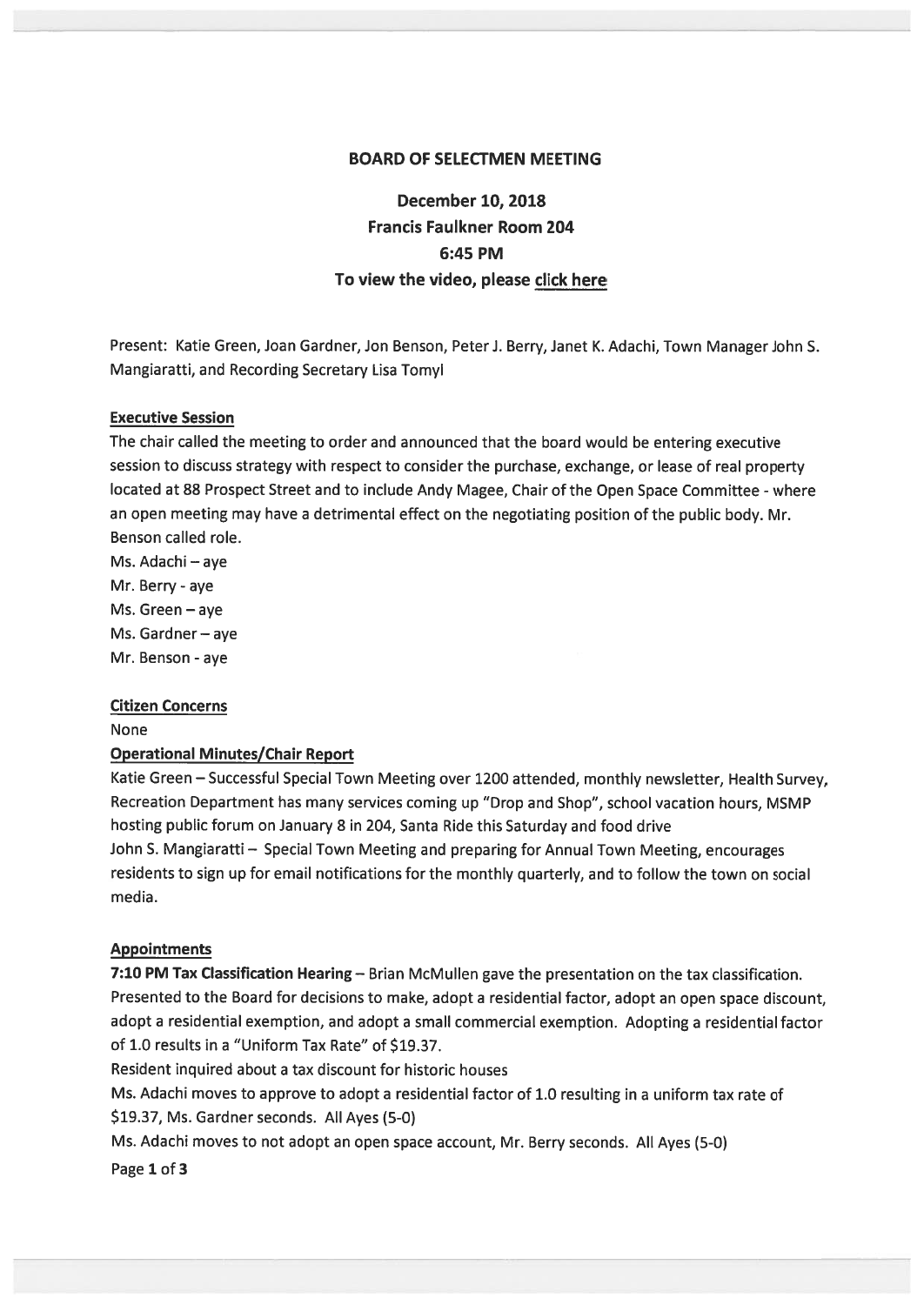# BOARD OF SELECTMEN MEETING

## December 10, 2018
## Francis Faulkner Room 204
## 6:45 PM
## To view the video, please click here

Present: Katie Green, Joan Gardner, Jon Benson, Peter J. Berry, Janet K. Adachi, Town Manager John S. Mangiaratti, and Recording Secretary Lisa Tomyl

**Executive Session**

The chair called the meeting to order and announced that the board would be entering executive session to discuss strategy with respect to consider the purchase, exchange, or lease of real property located at 88 Prospect Street and to include Andy Magee, Chair of the Open Space Committee - where an open meeting may have a detrimental effect on the negotiating position of the public body. Mr. Benson called role.

Ms. Adachi – aye
Mr. Berry - aye
Ms. Green – aye
Ms. Gardner – aye
Mr. Benson - aye

**Citizen Concerns**

None

**Operational Minutes/Chair Report**

Katie Green – Successful Special Town Meeting over 1200 attended, monthly newsletter, Health Survey, Recreation Department has many services coming up "Drop and Shop", school vacation hours, MSMP hosting public forum on January 8 in 204, Santa Ride this Saturday and food drive

John S. Mangiaratti – Special Town Meeting and preparing for Annual Town Meeting, encourages residents to sign up for email notifications for the monthly quarterly, and to follow the town on social media.

**Appointments**

**7:10 PM Tax Classification Hearing** – Brian McMullen gave the presentation on the tax classification. Presented to the Board for decisions to make, adopt a residential factor, adopt an open space discount, adopt a residential exemption, and adopt a small commercial exemption. Adopting a residential factor of 1.0 results in a "Uniform Tax Rate" of $19.37.

Resident inquired about a tax discount for historic houses

Ms. Adachi moves to approve to adopt a residential factor of 1.0 resulting in a uniform tax rate of $19.37, Ms. Gardner seconds. All Ayes (5-0)

Ms. Adachi moves to not adopt an open space account, Mr. Berry seconds. All Ayes (5-0)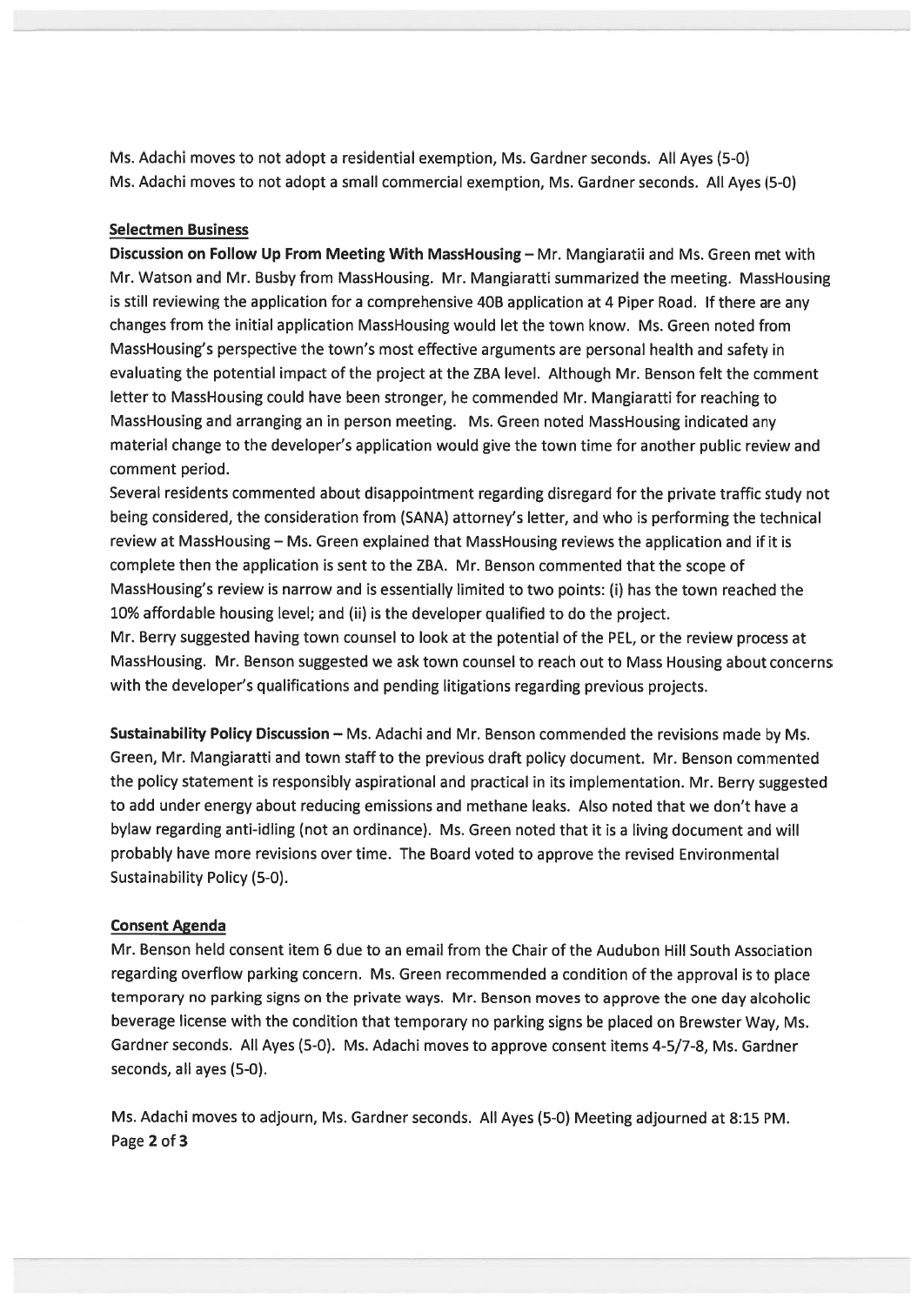Ms. Adachi moves to not adopt a residential exemption, Ms. Gardner seconds. All Ayes (5-0)
Ms. Adachi moves to not adopt a small commercial exemption, Ms. Gardner seconds. All Ayes (5-0)

**Selectmen Business**

**Discussion on Follow Up From Meeting With MassHousing** – Mr. Mangiaratii and Ms. Green met with Mr. Watson and Mr. Busby from MassHousing. Mr. Mangiaratti summarized the meeting. MassHousing is still reviewing the application for a comprehensive 40B application at 4 Piper Road. If there are any changes from the initial application MassHousing would let the town know. Ms. Green noted from MassHousing's perspective the town's most effective arguments are personal health and safety in evaluating the potential impact of the project at the ZBA level. Although Mr. Benson felt the comment letter to MassHousing could have been stronger, he commended Mr. Mangiaratti for reaching to MassHousing and arranging an in person meeting. Ms. Green noted MassHousing indicated any material change to the developer's application would give the town time for another public review and comment period.

Several residents commented about disappointment regarding disregard for the private traffic study not being considered, the consideration from (SANA) attorney's letter, and who is performing the technical review at MassHousing – Ms. Green explained that MassHousing reviews the application and if it is complete then the application is sent to the ZBA. Mr. Benson commented that the scope of MassHousing's review is narrow and is essentially limited to two points: (i) has the town reached the 10% affordable housing level; and (ii) is the developer qualified to do the project.

Mr. Berry suggested having town counsel to look at the potential of the PEL, or the review process at MassHousing. Mr. Benson suggested we ask town counsel to reach out to Mass Housing about concerns with the developer's qualifications and pending litigations regarding previous projects.

**Sustainability Policy Discussion** – Ms. Adachi and Mr. Benson commended the revisions made by Ms. Green, Mr. Mangiaratti and town staff to the previous draft policy document. Mr. Benson commented the policy statement is responsibly aspirational and practical in its implementation. Mr. Berry suggested to add under energy about reducing emissions and methane leaks. Also noted that we don't have a bylaw regarding anti-idling (not an ordinance). Ms. Green noted that it is a living document and will probably have more revisions over time. The Board voted to approve the revised Environmental Sustainability Policy (5-0).

**Consent Agenda**

Mr. Benson held consent item 6 due to an email from the Chair of the Audubon Hill South Association regarding overflow parking concern. Ms. Green recommended a condition of the approval is to place temporary no parking signs on the private ways. Mr. Benson moves to approve the one day alcoholic beverage license with the condition that temporary no parking signs be placed on Brewster Way, Ms. Gardner seconds. All Ayes (5-0). Ms. Adachi moves to approve consent items 4-5/7-8, Ms. Gardner seconds, all ayes (5-0).

Ms. Adachi moves to adjourn, Ms. Gardner seconds. All Ayes (5-0) Meeting adjourned at 8:15 PM.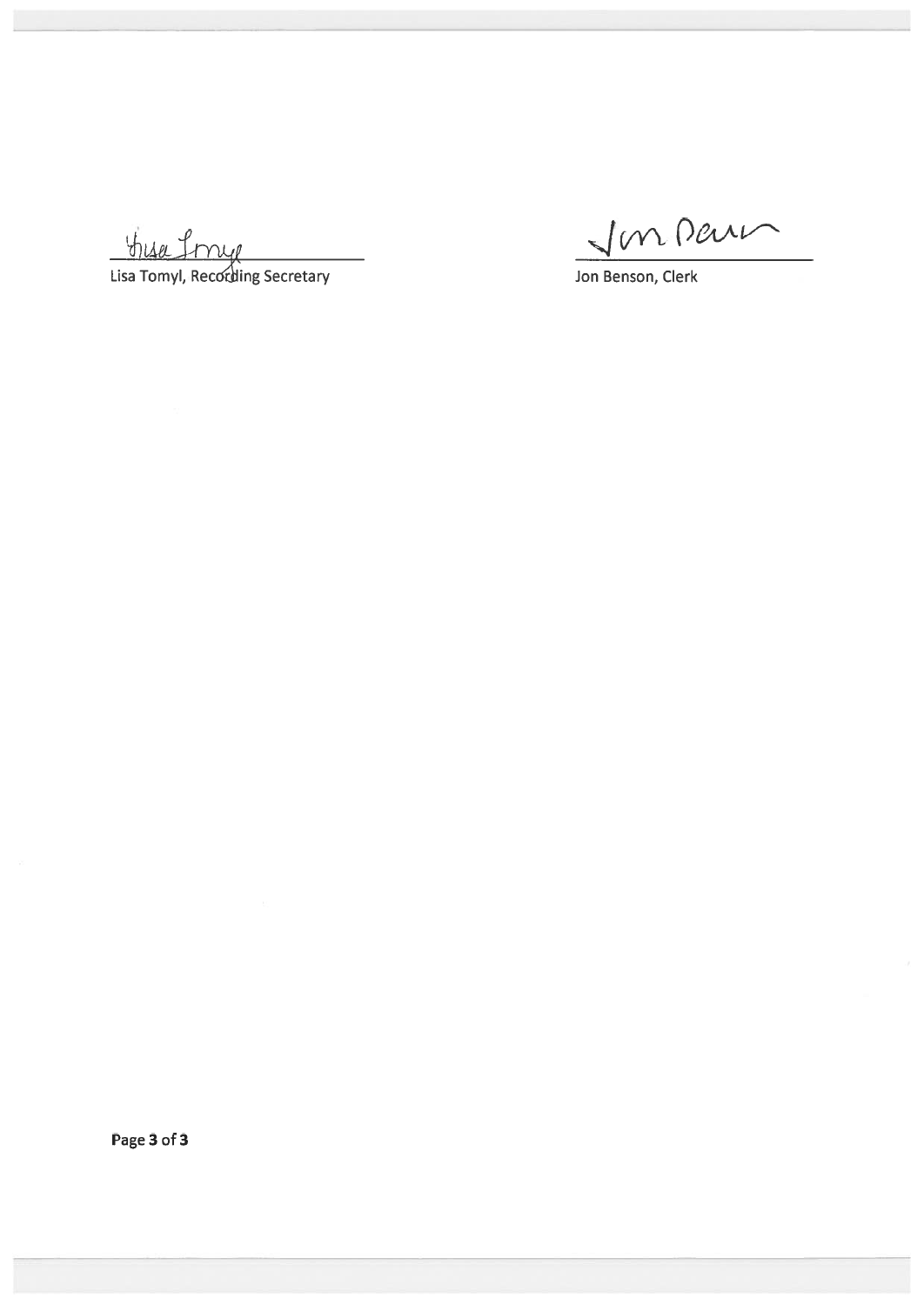Lisa Tomyl, Recording Secretary

Jon Benson, Clerk